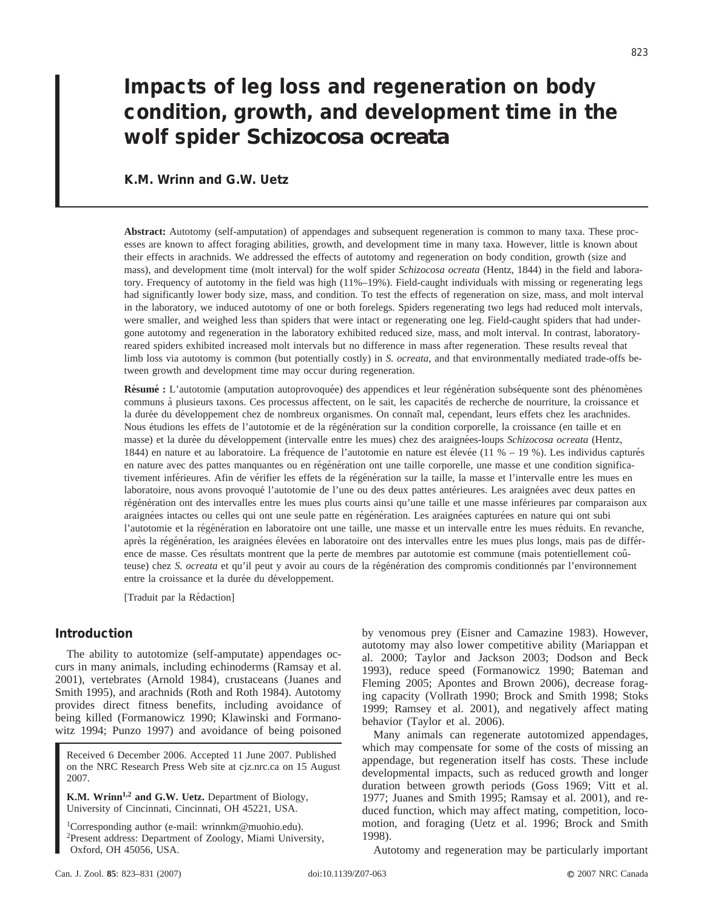# Impacts of leg loss and regeneration on body condition, growth, and development time in the wolf spider *Schizocosa ocreata*

**K.M. Wrinn and G.W. Uetz**

**Abstract:** Autotomy (self-amputation) of appendages and subsequent regeneration is common to many taxa. These processes are known to affect foraging abilities, growth, and development time in many taxa. However, little is known about their effects in arachnids. We addressed the effects of autotomy and regeneration on body condition, growth (size and mass), and development time (molt interval) for the wolf spider *Schizocosa ocreata* (Hentz, 1844) in the field and laboratory. Frequency of autotomy in the field was high (11%–19%). Field-caught individuals with missing or regenerating legs had significantly lower body size, mass, and condition. To test the effects of regeneration on size, mass, and molt interval in the laboratory, we induced autotomy of one or both forelegs. Spiders regenerating two legs had reduced molt intervals, were smaller, and weighed less than spiders that were intact or regenerating one leg. Field-caught spiders that had undergone autotomy and regeneration in the laboratory exhibited reduced size, mass, and molt interval. In contrast, laboratory-reared spiders exhibited increased molt intervals but no difference in mass after regeneration. These results reveal that limb loss via autotomy is common (but potentially costly) in *S. ocreata*, and that environmentally mediated trade-offs between growth and development time may occur during regeneration.

**Résumé :** L'autotomie (amputation autoprovoquée) des appendices et leur régénération subséquente sont des phénomènes communs à plusieurs taxons. Ces processus affectent, on le sait, les capacités de recherche de nourriture, la croissance et la durée du développement chez de nombreux organismes. On connaît mal, cependant, leurs effets chez les arachnides. Nous étudions les effets de l'autotomie et de la régénération sur la condition corporelle, la croissance (en taille et en masse) et la durée du développement (intervalle entre les mues) chez des araignées-loups *Schizocosa ocreata* (Hentz, 1844) en nature et au laboratoire. La fréquence de l'autotomie en nature est élevée (11 % – 19 %). Les individus capturés en nature avec des pattes manquantes ou en régénération ont une taille corporelle, une masse et une condition significativement inférieures. Afin de vérifier les effets de la régénération sur la taille, la masse et l'intervalle entre les mues en laboratoire, nous avons provoqué l'autotomie de l'une ou des deux pattes antérieures. Les araignées avec deux pattes en régénération ont des intervalles entre les mues plus courts ainsi qu'une taille et une masse inférieures par comparaison aux araignées intactes ou celles qui ont une seule patte en régénération. Les araignées capturées en nature qui ont subi l'autotomie et la régénération en laboratoire ont une taille, une masse et un intervalle entre les mues réduits. En revanche, après la régénération, les araignées élevées en laboratoire ont des intervalles entre les mues plus longs, mais pas de différence de masse. Ces résultats montrent que la perte de membres par autotomie est commune (mais potentiellement coûteuse) chez *S. ocreata* et qu'il peut y avoir au cours de la régénération des compromis conditionnés par l'environnement entre la croissance et la durée du développement.

[Traduit par la Rédaction]

## Introduction

The ability to autotomize (self-amputate) appendages occurs in many animals, including echinoderms (Ramsay et al. 2001), vertebrates (Arnold 1984), crustaceans (Juanes and Smith 1995), and arachnids (Roth and Roth 1984). Autotomy provides direct fitness benefits, including avoidance of being killed (Formanowicz 1990; Klawinski and Formanowitz 1994; Punzo 1997) and avoidance of being poisoned by venomous prey (Eisner and Camazine 1983). However, autotomy may also lower competitive ability (Mariappan et al. 2000; Taylor and Jackson 2003; Dodson and Beck 1993), reduce speed (Formanowicz 1990; Bateman and Fleming 2005; Apontes and Brown 2006), decrease foraging capacity (Vollrath 1990; Brock and Smith 1998; Stoks 1999; Ramsey et al. 2001), and negatively affect mating behavior (Taylor et al. 2006).

Many animals can regenerate autotomized appendages, which may compensate for some of the costs of missing an appendage, but regeneration itself has costs. These include developmental impacts, such as reduced growth and longer duration between growth periods (Goss 1969; Vitt et al. 1977; Juanes and Smith 1995; Ramsay et al. 2001), and reduced function, which may affect mating, competition, locomotion, and foraging (Uetz et al. 1996; Brock and Smith 1998).

Autotomy and regeneration may be particularly important

Received 6 December 2006. Accepted 11 June 2007. Published on the NRC Research Press Web site at cjz.nrc.ca on 15 August 2007.

**K.M. Wrinn[1,2] and G.W. Uetz.** Department of Biology, University of Cincinnati, Cincinnati, OH 45221, USA.

[1]Corresponding author (e-mail: wrinnkm@muohio.edu).
[2]Present address: Department of Zoology, Miami University, Oxford, OH 45056, USA.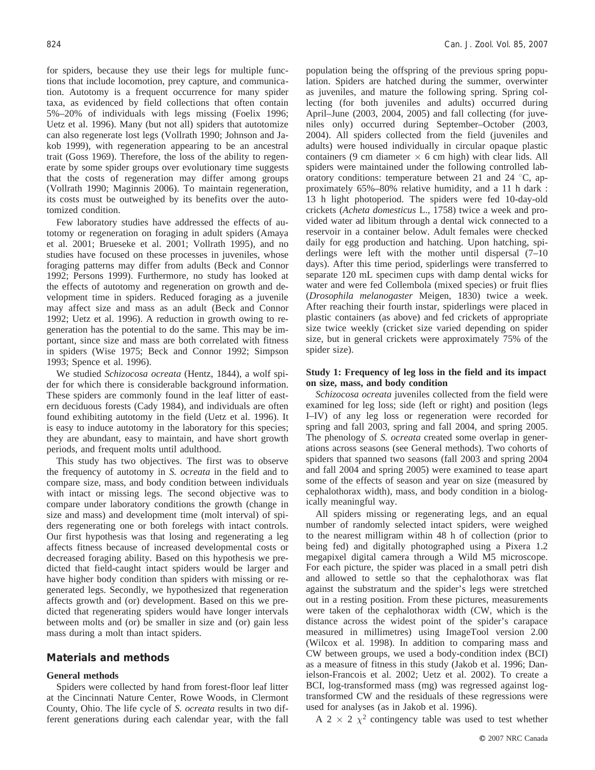for spiders, because they use their legs for multiple functions that include locomotion, prey capture, and communication. Autotomy is a frequent occurrence for many spider taxa, as evidenced by field collections that often contain 5%–20% of individuals with legs missing (Foelix 1996; Uetz et al. 1996). Many (but not all) spiders that autotomize can also regenerate lost legs (Vollrath 1990; Johnson and Jakob 1999), with regeneration appearing to be an ancestral trait (Goss 1969). Therefore, the loss of the ability to regenerate by some spider groups over evolutionary time suggests that the costs of regeneration may differ among groups (Vollrath 1990; Maginnis 2006). To maintain regeneration, its costs must be outweighed by its benefits over the autotomized condition.

Few laboratory studies have addressed the effects of autotomy or regeneration on foraging in adult spiders (Amaya et al. 2001; Brueseke et al. 2001; Vollrath 1995), and no studies have focused on these processes in juveniles, whose foraging patterns may differ from adults (Beck and Connor 1992; Persons 1999). Furthermore, no study has looked at the effects of autotomy and regeneration on growth and development time in spiders. Reduced foraging as a juvenile may affect size and mass as an adult (Beck and Connor 1992; Uetz et al. 1996). A reduction in growth owing to regeneration has the potential to do the same. This may be important, since size and mass are both correlated with fitness in spiders (Wise 1975; Beck and Connor 1992; Simpson 1993; Spence et al. 1996).

We studied *Schizocosa ocreata* (Hentz, 1844), a wolf spider for which there is considerable background information. These spiders are commonly found in the leaf litter of eastern deciduous forests (Cady 1984), and individuals are often found exhibiting autotomy in the field (Uetz et al. 1996). It is easy to induce autotomy in the laboratory for this species; they are abundant, easy to maintain, and have short growth periods, and frequent molts until adulthood.

This study has two objectives. The first was to observe the frequency of autotomy in *S. ocreata* in the field and to compare size, mass, and body condition between individuals with intact or missing legs. The second objective was to compare under laboratory conditions the growth (change in size and mass) and development time (molt interval) of spiders regenerating one or both forelegs with intact controls. Our first hypothesis was that losing and regenerating a leg affects fitness because of increased developmental costs or decreased foraging ability. Based on this hypothesis we predicted that field-caught intact spiders would be larger and have higher body condition than spiders with missing or regenerated legs. Secondly, we hypothesized that regeneration affects growth and (or) development. Based on this we predicted that regenerating spiders would have longer intervals between molts and (or) be smaller in size and (or) gain less mass during a molt than intact spiders.

## Materials and methods

### General methods

Spiders were collected by hand from forest-floor leaf litter at the Cincinnati Nature Center, Rowe Woods, in Clermont County, Ohio. The life cycle of *S. ocreata* results in two different generations during each calendar year, with the fall population being the offspring of the previous spring population. Spiders are hatched during the summer, overwinter as juveniles, and mature the following spring. Spring collecting (for both juveniles and adults) occurred during April–June (2003, 2004, 2005) and fall collecting (for juveniles only) occurred during September–October (2003, 2004). All spiders collected from the field (juveniles and adults) were housed individually in circular opaque plastic containers (9 cm diameter × 6 cm high) with clear lids. All spiders were maintained under the following controlled laboratory conditions: temperature between 21 and 24 °C, approximately 65%–80% relative humidity, and a 11 h dark : 13 h light photoperiod. The spiders were fed 10-day-old crickets (*Acheta domesticus* L., 1758) twice a week and provided water ad libitum through a dental wick connected to a reservoir in a container below. Adult females were checked daily for egg production and hatching. Upon hatching, spiderlings were left with the mother until dispersal (7–10 days). After this time period, spiderlings were transferred to separate 120 mL specimen cups with damp dental wicks for water and were fed Collembola (mixed species) or fruit flies (*Drosophila melanogaster* Meigen, 1830) twice a week. After reaching their fourth instar, spiderlings were placed in plastic containers (as above) and fed crickets of appropriate size twice weekly (cricket size varied depending on spider size, but in general crickets were approximately 75% of the spider size).

### Study 1: Frequency of leg loss in the field and its impact on size, mass, and body condition

*Schizocosa ocreata* juveniles collected from the field were examined for leg loss; side (left or right) and position (legs I–IV) of any leg loss or regeneration were recorded for spring and fall 2003, spring and fall 2004, and spring 2005. The phenology of *S. ocreata* created some overlap in generations across seasons (see General methods). Two cohorts of spiders that spanned two seasons (fall 2003 and spring 2004 and fall 2004 and spring 2005) were examined to tease apart some of the effects of season and year on size (measured by cephalothorax width), mass, and body condition in a biologically meaningful way.

All spiders missing or regenerating legs, and an equal number of randomly selected intact spiders, were weighed to the nearest milligram within 48 h of collection (prior to being fed) and digitally photographed using a Pixera 1.2 megapixel digital camera through a Wild M5 microscope. For each picture, the spider was placed in a small petri dish and allowed to settle so that the cephalothorax was flat against the substratum and the spider's legs were stretched out in a resting position. From these pictures, measurements were taken of the cephalothorax width (CW, which is the distance across the widest point of the spider's carapace measured in millimetres) using ImageTool version 2.00 (Wilcox et al. 1998). In addition to comparing mass and CW between groups, we used a body-condition index (BCI) as a measure of fitness in this study (Jakob et al. 1996; Danielson-Francois et al. 2002; Uetz et al. 2002). To create a BCI, log-transformed mass (mg) was regressed against log-transformed CW and the residuals of these regressions were used for analyses (as in Jakob et al. 1996).

A 2 × 2 $\chi^2$ contingency table was used to test whether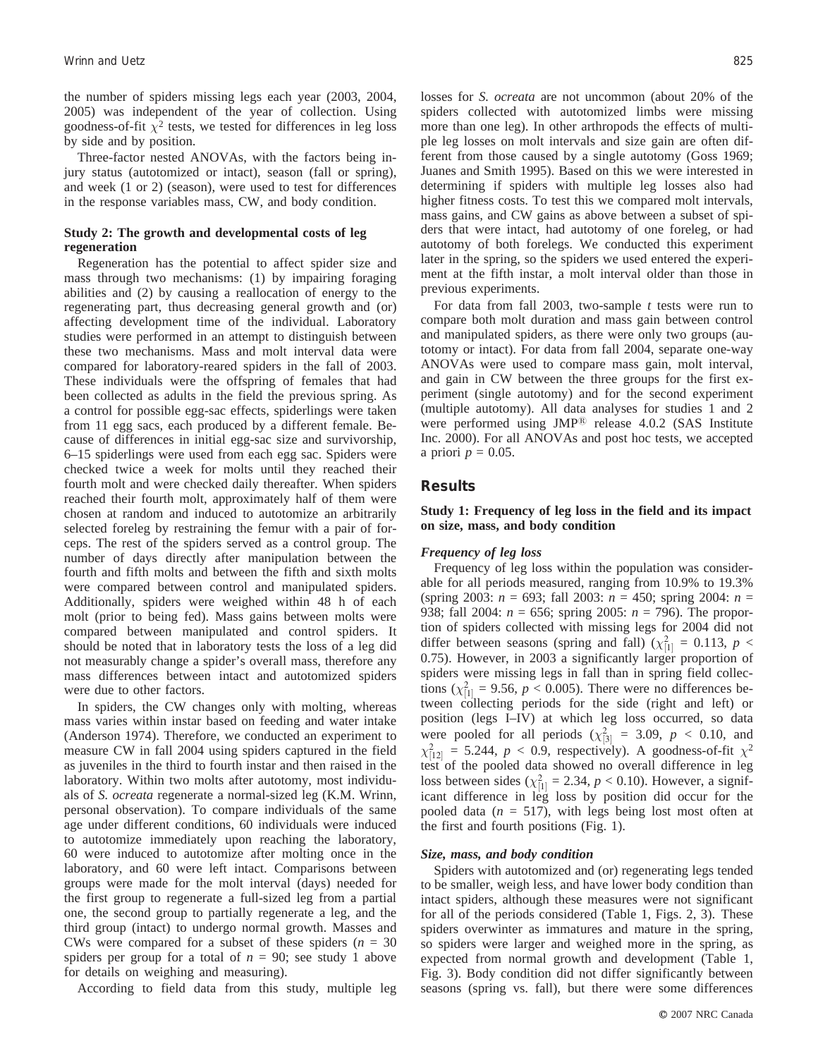the number of spiders missing legs each year (2003, 2004, 2005) was independent of the year of collection. Using goodness-of-fit $\chi^2$ tests, we tested for differences in leg loss by side and by position.

Three-factor nested ANOVAs, with the factors being injury status (autotomized or intact), season (fall or spring), and week (1 or 2) (season), were used to test for differences in the response variables mass, CW, and body condition.

### Study 2: The growth and developmental costs of leg regeneration

Regeneration has the potential to affect spider size and mass through two mechanisms: (1) by impairing foraging abilities and (2) by causing a reallocation of energy to the regenerating part, thus decreasing general growth and (or) affecting development time of the individual. Laboratory studies were performed in an attempt to distinguish between these two mechanisms. Mass and molt interval data were compared for laboratory-reared spiders in the fall of 2003. These individuals were the offspring of females that had been collected as adults in the field the previous spring. As a control for possible egg-sac effects, spiderlings were taken from 11 egg sacs, each produced by a different female. Because of differences in initial egg-sac size and survivorship, 6–15 spiderlings were used from each egg sac. Spiders were checked twice a week for molts until they reached their fourth molt and were checked daily thereafter. When spiders reached their fourth molt, approximately half of them were chosen at random and induced to autotomize an arbitrarily selected foreleg by restraining the femur with a pair of forceps. The rest of the spiders served as a control group. The number of days directly after manipulation between the fourth and fifth molts and between the fifth and sixth molts were compared between control and manipulated spiders. Additionally, spiders were weighed within 48 h of each molt (prior to being fed). Mass gains between molts were compared between manipulated and control spiders. It should be noted that in laboratory tests the loss of a leg did not measurably change a spider's overall mass, therefore any mass differences between intact and autotomized spiders were due to other factors.

In spiders, the CW changes only with molting, whereas mass varies within instar based on feeding and water intake (Anderson 1974). Therefore, we conducted an experiment to measure CW in fall 2004 using spiders captured in the field as juveniles in the third to fourth instar and then raised in the laboratory. Within two molts after autotomy, most individuals of *S. ocreata* regenerate a normal-sized leg (K.M. Wrinn, personal observation). To compare individuals of the same age under different conditions, 60 individuals were induced to autotomize immediately upon reaching the laboratory, 60 were induced to autotomize after molting once in the laboratory, and 60 were left intact. Comparisons between groups were made for the molt interval (days) needed for the first group to regenerate a full-sized leg from a partial one, the second group to partially regenerate a leg, and the third group (intact) to undergo normal growth. Masses and CWs were compared for a subset of these spiders ($n$ = 30 spiders per group for a total of $n$ = 90; see study 1 above for details on weighing and measuring).

According to field data from this study, multiple leg losses for *S. ocreata* are not uncommon (about 20% of the spiders collected with autotomized limbs were missing more than one leg). In other arthropods the effects of multiple leg losses on molt intervals and size gain are often different from those caused by a single autotomy (Goss 1969; Juanes and Smith 1995). Based on this we were interested in determining if spiders with multiple leg losses also had higher fitness costs. To test this we compared molt intervals, mass gains, and CW gains as above between a subset of spiders that were intact, had autotomy of one foreleg, or had autotomy of both forelegs. We conducted this experiment later in the spring, so the spiders we used entered the experiment at the fifth instar, a molt interval older than those in previous experiments.

For data from fall 2003, two-sample $t$ tests were run to compare both molt duration and mass gain between control and manipulated spiders, as there were only two groups (autotomy or intact). For data from fall 2004, separate one-way ANOVAs were used to compare mass gain, molt interval, and gain in CW between the three groups for the first experiment (single autotomy) and for the second experiment (multiple autotomy). All data analyses for studies 1 and 2 were performed using JMP® release 4.0.2 (SAS Institute Inc. 2000). For all ANOVAs and post hoc tests, we accepted a priori $p$ = 0.05.

## Results

### Study 1: Frequency of leg loss in the field and its impact on size, mass, and body condition

#### *Frequency of leg loss*

Frequency of leg loss within the population was considerable for all periods measured, ranging from 10.9% to 19.3% (spring 2003: $n$ = 693; fall 2003: $n$ = 450; spring 2004: $n$ = 938; fall 2004: $n$ = 656; spring 2005: $n$ = 796). The proportion of spiders collected with missing legs for 2004 did not differ between seasons (spring and fall) ($\chi^2_{[1]}$ = 0.113, $p$ < 0.75). However, in 2003 a significantly larger proportion of spiders were missing legs in fall than in spring field collections ($\chi^2_{[1]}$ = 9.56, $p$ < 0.005). There were no differences between collecting periods for the side (right and left) or position (legs I–IV) at which leg loss occurred, so data were pooled for all periods ($\chi^2_{[3]}$ = 3.09, $p$ < 0.10, and $\chi^2_{[12]}$ = 5.244, $p$ < 0.9, respectively). A goodness-of-fit $\chi^2$ test of the pooled data showed no overall difference in leg loss between sides ($\chi^2_{[1]}$ = 2.34, $p$ < 0.10). However, a significant difference in leg loss by position did occur for the pooled data ($n$ = 517), with legs being lost most often at the first and fourth positions (Fig. 1).

#### *Size, mass, and body condition*

Spiders with autotomized and (or) regenerating legs tended to be smaller, weigh less, and have lower body condition than intact spiders, although these measures were not significant for all of the periods considered (Table 1, Figs. 2, 3). These spiders overwinter as immatures and mature in the spring, so spiders were larger and weighed more in the spring, as expected from normal growth and development (Table 1, Fig. 3). Body condition did not differ significantly between seasons (spring vs. fall), but there were some differences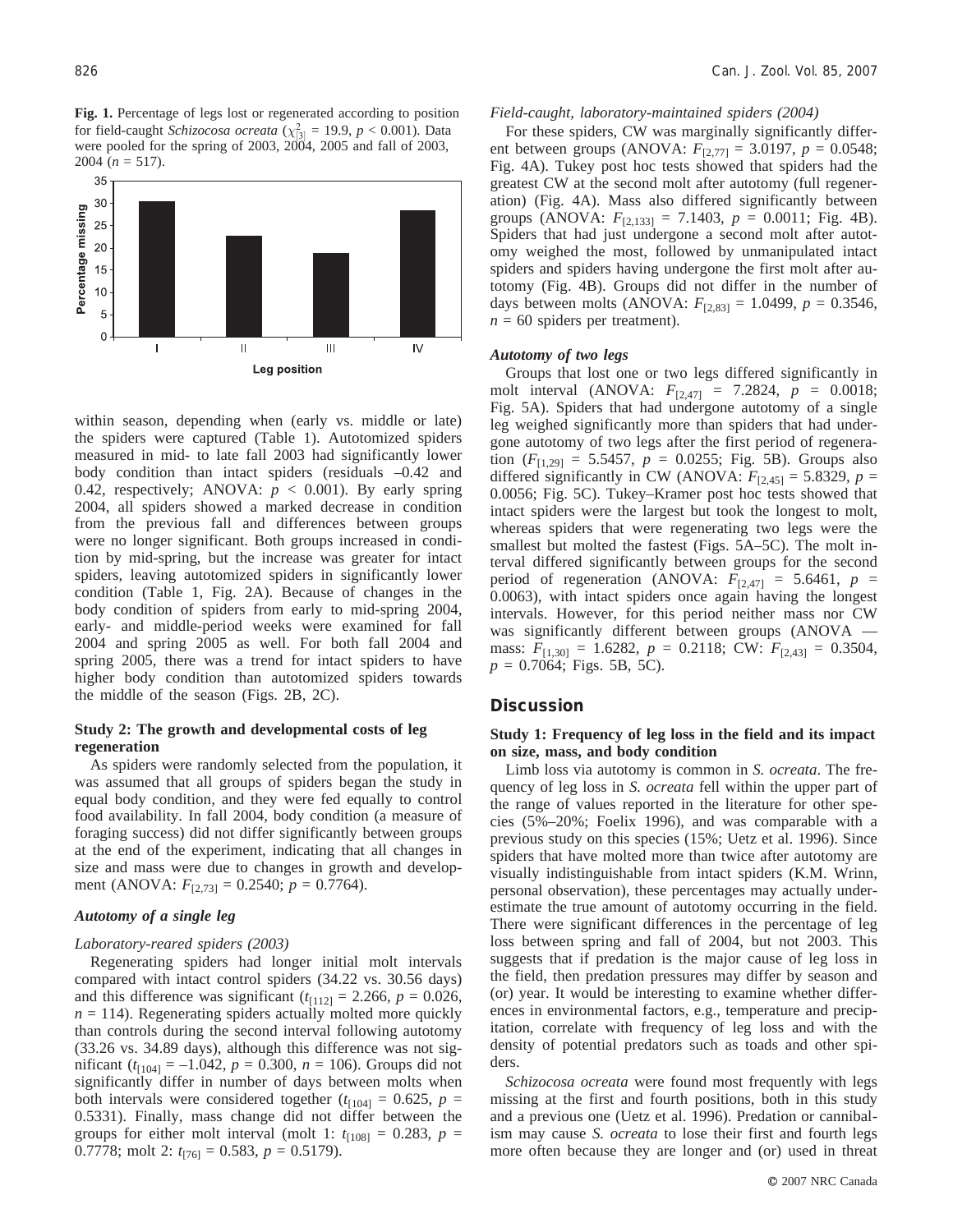**Fig. 1.** Percentage of legs lost or regenerated according to position for field-caught *Schizocosa ocreata* ($\chi^2_{[3]}$ = 19.9, $p < 0.001$). Data were pooled for the spring of 2003, 2004, 2005 and fall of 2003, 2004 ($n$ = 517).

within season, depending when (early vs. middle or late) the spiders were captured (Table 1). Autotomized spiders measured in mid- to late fall 2003 had significantly lower body condition than intact spiders (residuals –0.42 and 0.42, respectively; ANOVA: $p < 0.001$). By early spring 2004, all spiders showed a marked decrease in condition from the previous fall and differences between groups were no longer significant. Both groups increased in condition by mid-spring, but the increase was greater for intact spiders, leaving autotomized spiders in significantly lower condition (Table 1, Fig. 2A). Because of changes in the body condition of spiders from early to mid-spring 2004, early- and middle-period weeks were examined for fall 2004 and spring 2005 as well. For both fall 2004 and spring 2005, there was a trend for intact spiders to have higher body condition than autotomized spiders towards the middle of the season (Figs. 2B, 2C).

### Study 2: The growth and developmental costs of leg regeneration

As spiders were randomly selected from the population, it was assumed that all groups of spiders began the study in equal body condition, and they were fed equally to control food availability. In fall 2004, body condition (a measure of foraging success) did not differ significantly between groups at the end of the experiment, indicating that all changes in size and mass were due to changes in growth and development (ANOVA: $F_{[2,73]}$ = 0.2540; $p$ = 0.7764).

#### *Autotomy of a single leg*

*Laboratory-reared spiders (2003)*

Regenerating spiders had longer initial molt intervals compared with intact control spiders (34.22 vs. 30.56 days) and this difference was significant ($t_{[112]}$ = 2.266, $p$ = 0.026, $n$ = 114). Regenerating spiders actually molted more quickly than controls during the second interval following autotomy (33.26 vs. 34.89 days), although this difference was not significant ($t_{[104]}$ = –1.042, $p$ = 0.300, $n$ = 106). Groups did not significantly differ in number of days between molts when both intervals were considered together ($t_{[104]}$ = 0.625, $p$ = 0.5331). Finally, mass change did not differ between the groups for either molt interval (molt 1: $t_{[108]}$ = 0.283, $p$ = 0.7778; molt 2: $t_{[76]}$ = 0.583, $p$ = 0.5179).

*Field-caught, laboratory-maintained spiders (2004)*

For these spiders, CW was marginally significantly different between groups (ANOVA: $F_{[2,77]}$ = 3.0197, $p$ = 0.0548; Fig. 4A). Tukey post hoc tests showed that spiders had the greatest CW at the second molt after autotomy (full regeneration) (Fig. 4A). Mass also differed significantly between groups (ANOVA: $F_{[2,133]}$ = 7.1403, $p$ = 0.0011; Fig. 4B). Spiders that had just undergone a second molt after autotomy weighed the most, followed by unmanipulated intact spiders and spiders having undergone the first molt after autotomy (Fig. 4B). Groups did not differ in the number of days between molts (ANOVA: $F_{[2,83]}$ = 1.0499, $p$ = 0.3546, $n$ = 60 spiders per treatment).

#### *Autotomy of two legs*

Groups that lost one or two legs differed significantly in molt interval (ANOVA: $F_{[2,47]}$ = 7.2824, $p$ = 0.0018; Fig. 5A). Spiders that had undergone autotomy of a single leg weighed significantly more than spiders that had undergone autotomy of two legs after the first period of regeneration ($F_{[1,29]}$ = 5.5457, $p$ = 0.0255; Fig. 5B). Groups also differed significantly in CW (ANOVA: $F_{[2,45]}$ = 5.8329, $p$ = 0.0056; Fig. 5C). Tukey–Kramer post hoc tests showed that intact spiders were the largest but took the longest to molt, whereas spiders that were regenerating two legs were the smallest but molted the fastest (Figs. 5A–5C). The molt interval differed significantly between groups for the second period of regeneration (ANOVA: $F_{[2,47]}$ = 5.6461, $p$ = 0.0063), with intact spiders once again having the longest intervals. However, for this period neither mass nor CW was significantly different between groups (ANOVA — mass: $F_{[1,30]}$ = 1.6282, $p$ = 0.2118; CW: $F_{[2,43]}$ = 0.3504, $p$ = 0.7064; Figs. 5B, 5C).

## Discussion

### Study 1: Frequency of leg loss in the field and its impact on size, mass, and body condition

Limb loss via autotomy is common in *S. ocreata*. The frequency of leg loss in *S. ocreata* fell within the upper part of the range of values reported in the literature for other species (5%–20%; Foelix 1996), and was comparable with a previous study on this species (15%; Uetz et al. 1996). Since spiders that have molted more than twice after autotomy are visually indistinguishable from intact spiders (K.M. Wrinn, personal observation), these percentages may actually underestimate the true amount of autotomy occurring in the field. There were significant differences in the percentage of leg loss between spring and fall of 2004, but not 2003. This suggests that if predation is the major cause of leg loss in the field, then predation pressures may differ by season and (or) year. It would be interesting to examine whether differences in environmental factors, e.g., temperature and precipitation, correlate with frequency of leg loss and with the density of potential predators such as toads and other spiders.

*Schizocosa ocreata* were found most frequently with legs missing at the first and fourth positions, both in this study and a previous one (Uetz et al. 1996). Predation or cannibalism may cause *S. ocreata* to lose their first and fourth legs more often because they are longer and (or) used in threat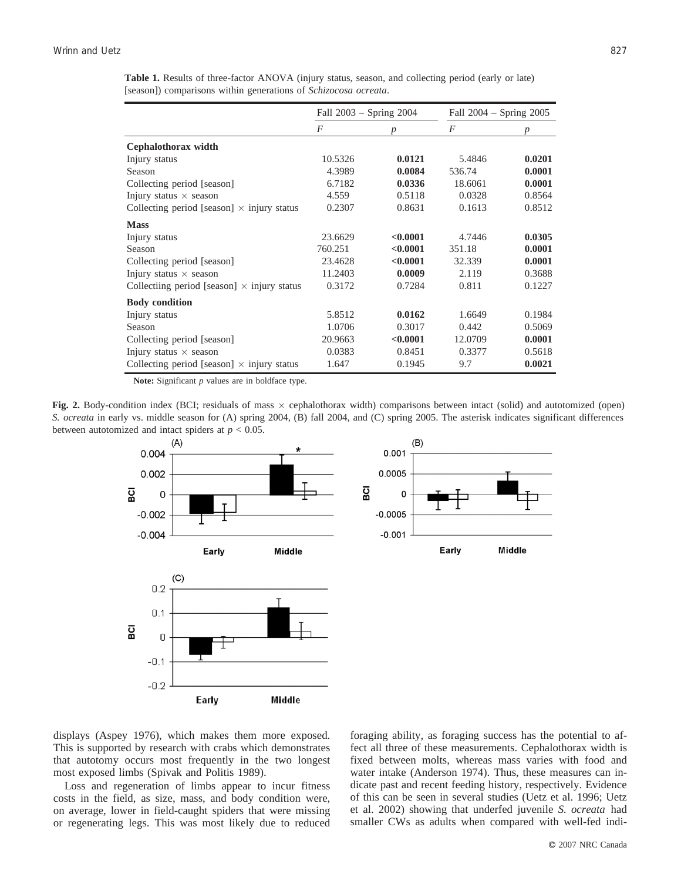**Table 1.** Results of three-factor ANOVA (injury status, season, and collecting period (early or late) [season]) comparisons within generations of *Schizocosa ocreata*.

| | Fall 2003 – Spring 2004 | | Fall 2004 – Spring 2005 | |
|---|---|---|---|---|
| | *F* | *p* | *F* | *p* |
| **Cephalothorax width** | | | | |
| Injury status | 10.5326 | **0.0121** | 5.4846 | **0.0201** |
| Season | 4.3989 | **0.0084** | 536.74 | **0.0001** |
| Collecting period [season] | 6.7182 | **0.0336** | 18.6061 | **0.0001** |
| Injury status × season | 4.559 | 0.5118 | 0.0328 | 0.8564 |
| Collecting period [season] × injury status | 0.2307 | 0.8631 | 0.1613 | 0.8512 |
| **Mass** | | | | |
| Injury status | 23.6629 | **<0.0001** | 4.7446 | **0.0305** |
| Season | 760.251 | **<0.0001** | 351.18 | **0.0001** |
| Collecting period [season] | 23.4628 | **<0.0001** | 32.339 | **0.0001** |
| Injury status × season | 11.2403 | **0.0009** | 2.119 | 0.3688 |
| Collectiing period [season] × injury status | 0.3172 | 0.7284 | 0.811 | 0.1227 |
| **Body condition** | | | | |
| Injury status | 5.8512 | **0.0162** | 1.6649 | 0.1984 |
| Season | 1.0706 | 0.3017 | 0.442 | 0.5069 |
| Collecting period [season] | 20.9663 | **<0.0001** | 12.0709 | **0.0001** |
| Injury status × season | 0.0383 | 0.8451 | 0.3377 | 0.5618 |
| Collecting period [season] × injury status | 1.647 | 0.1945 | 9.7 | **0.0021** |

**Note:** Significant *p* values are in boldface type.

**Fig. 2.** Body-condition index (BCI; residuals of mass × cephalothorax width) comparisons between intact (solid) and autotomized (open) *S. ocreata* in early vs. middle season for (A) spring 2004, (B) fall 2004, and (C) spring 2005. The asterisk indicates significant differences between autotomized and intact spiders at $p < 0.05$.

displays (Aspey 1976), which makes them more exposed. This is supported by research with crabs which demonstrates that autotomy occurs most frequently in the two longest most exposed limbs (Spivak and Politis 1989).

Loss and regeneration of limbs appear to incur fitness costs in the field, as size, mass, and body condition were, on average, lower in field-caught spiders that were missing or regenerating legs. This was most likely due to reduced foraging ability, as foraging success has the potential to affect all three of these measurements. Cephalothorax width is fixed between molts, whereas mass varies with food and water intake (Anderson 1974). Thus, these measures can indicate past and recent feeding history, respectively. Evidence of this can be seen in several studies (Uetz et al. 1996; Uetz et al. 2002) showing that underfed juvenile *S. ocreata* had smaller CWs as adults when compared with well-fed indi-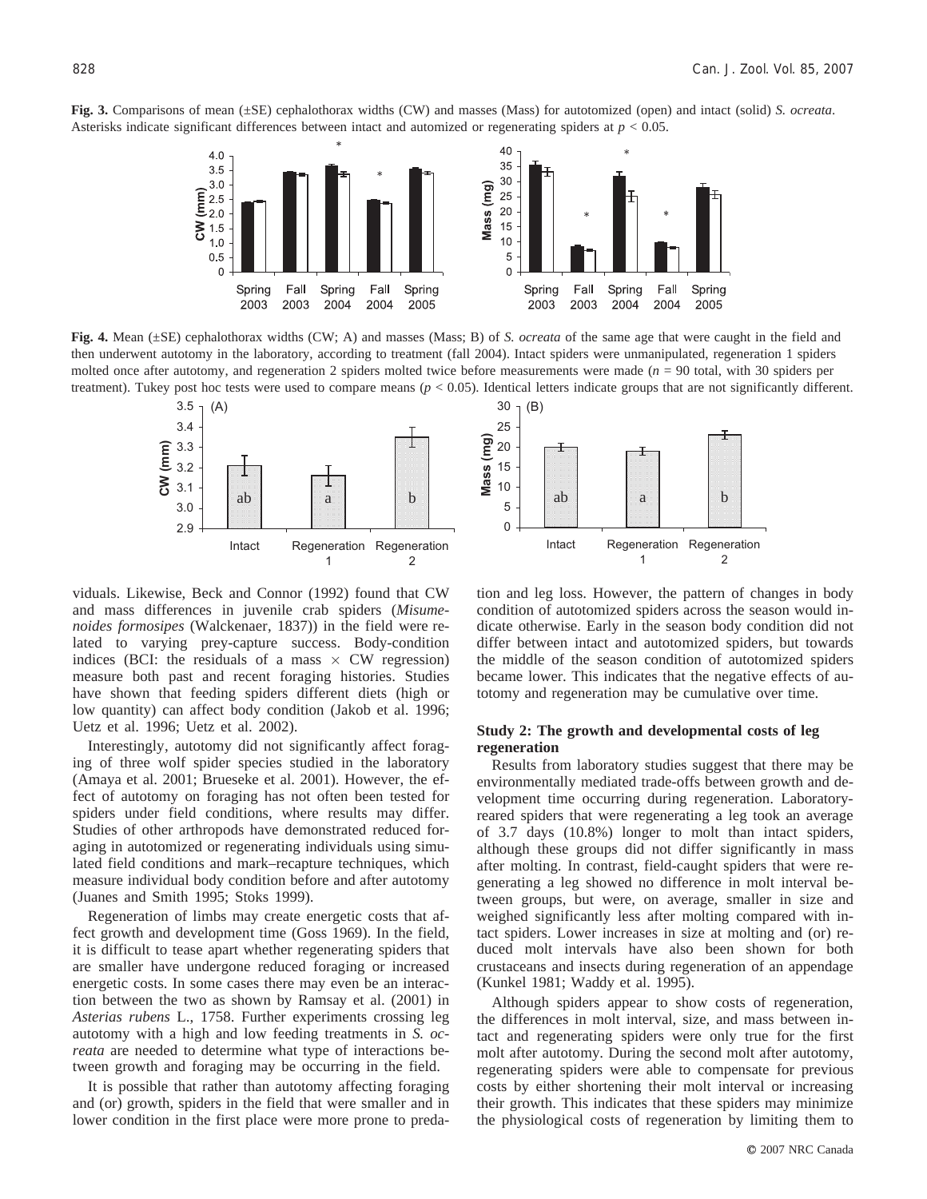**Fig. 3.** Comparisons of mean (±SE) cephalothorax widths (CW) and masses (Mass) for autotomized (open) and intact (solid) *S. ocreata*. Asterisks indicate significant differences between intact and automized or regenerating spiders at $p < 0.05$.

**Fig. 4.** Mean (±SE) cephalothorax widths (CW; A) and masses (Mass; B) of *S. ocreata* of the same age that were caught in the field and then underwent autotomy in the laboratory, according to treatment (fall 2004). Intact spiders were unmanipulated, regeneration 1 spiders molted once after autotomy, and regeneration 2 spiders molted twice before measurements were made ($n$ = 90 total, with 30 spiders per treatment). Tukey post hoc tests were used to compare means ($p < 0.05$). Identical letters indicate groups that are not significantly different.

viduals. Likewise, Beck and Connor (1992) found that CW and mass differences in juvenile crab spiders (*Misumenoides formosipes* (Walckenaer, 1837)) in the field were related to varying prey-capture success. Body-condition indices (BCI: the residuals of a mass × CW regression) measure both past and recent foraging histories. Studies have shown that feeding spiders different diets (high or low quantity) can affect body condition (Jakob et al. 1996; Uetz et al. 1996; Uetz et al. 2002).

Interestingly, autotomy did not significantly affect foraging of three wolf spider species studied in the laboratory (Amaya et al. 2001; Brueseke et al. 2001). However, the effect of autotomy on foraging has not often been tested for spiders under field conditions, where results may differ. Studies of other arthropods have demonstrated reduced foraging in autotomized or regenerating individuals using simulated field conditions and mark–recapture techniques, which measure individual body condition before and after autotomy (Juanes and Smith 1995; Stoks 1999).

Regeneration of limbs may create energetic costs that affect growth and development time (Goss 1969). In the field, it is difficult to tease apart whether regenerating spiders that are smaller have undergone reduced foraging or increased energetic costs. In some cases there may even be an interaction between the two as shown by Ramsay et al. (2001) in *Asterias rubens* L., 1758. Further experiments crossing leg autotomy with a high and low feeding treatments in *S. ocreata* are needed to determine what type of interactions between growth and foraging may be occurring in the field.

It is possible that rather than autotomy affecting foraging and (or) growth, spiders in the field that were smaller and in lower condition in the first place were more prone to predation and leg loss. However, the pattern of changes in body condition of autotomized spiders across the season would indicate otherwise. Early in the season body condition did not differ between intact and autotomized spiders, but towards the middle of the season condition of autotomized spiders became lower. This indicates that the negative effects of autotomy and regeneration may be cumulative over time.

### Study 2: The growth and developmental costs of leg regeneration

Results from laboratory studies suggest that there may be environmentally mediated trade-offs between growth and development time occurring during regeneration. Laboratory-reared spiders that were regenerating a leg took an average of 3.7 days (10.8%) longer to molt than intact spiders, although these groups did not differ significantly in mass after molting. In contrast, field-caught spiders that were regenerating a leg showed no difference in molt interval between groups, but were, on average, smaller in size and weighed significantly less after molting compared with intact spiders. Lower increases in size at molting and (or) reduced molt intervals have also been shown for both crustaceans and insects during regeneration of an appendage (Kunkel 1981; Waddy et al. 1995).

Although spiders appear to show costs of regeneration, the differences in molt interval, size, and mass between intact and regenerating spiders were only true for the first molt after autotomy. During the second molt after autotomy, regenerating spiders were able to compensate for previous costs by either shortening their molt interval or increasing their growth. This indicates that these spiders may minimize the physiological costs of regeneration by limiting them to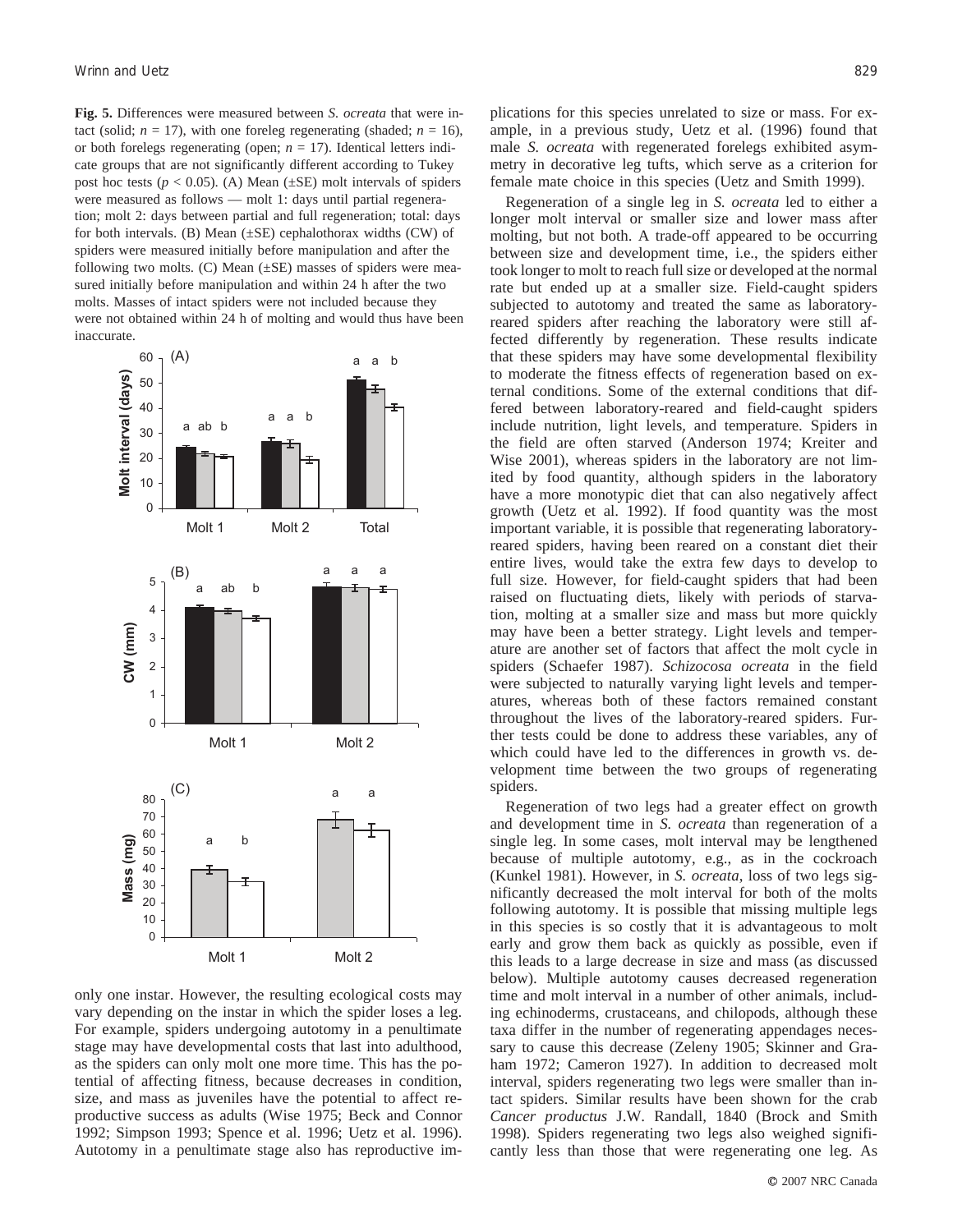**Fig. 5.** Differences were measured between *S. ocreata* that were intact (solid; $n = 17$), with one foreleg regenerating (shaded; $n = 16$), or both forelegs regenerating (open; $n = 17$). Identical letters indicate groups that are not significantly different according to Tukey post hoc tests ($p < 0.05$). (A) Mean (±SE) molt intervals of spiders were measured as follows — molt 1: days until partial regeneration; molt 2: days between partial and full regeneration; total: days for both intervals. (B) Mean (±SE) cephalothorax widths (CW) of spiders were measured initially before manipulation and after the following two molts. (C) Mean (±SE) masses of spiders were measured initially before manipulation and within 24 h after the two molts. Masses of intact spiders were not included because they were not obtained within 24 h of molting and would thus have been inaccurate.

only one instar. However, the resulting ecological costs may vary depending on the instar in which the spider loses a leg. For example, spiders undergoing autotomy in a penultimate stage may have developmental costs that last into adulthood, as the spiders can only molt one more time. This has the potential of affecting fitness, because decreases in condition, size, and mass as juveniles have the potential to affect reproductive success as adults (Wise 1975; Beck and Connor 1992; Simpson 1993; Spence et al. 1996; Uetz et al. 1996). Autotomy in a penultimate stage also has reproductive implications for this species unrelated to size or mass. For example, in a previous study, Uetz et al. (1996) found that male *S. ocreata* with regenerated forelegs exhibited asymmetry in decorative leg tufts, which serve as a criterion for female mate choice in this species (Uetz and Smith 1999).

Regeneration of a single leg in *S. ocreata* led to either a longer molt interval or smaller size and lower mass after molting, but not both. A trade-off appeared to be occurring between size and development time, i.e., the spiders either took longer to molt to reach full size or developed at the normal rate but ended up at a smaller size. Field-caught spiders subjected to autotomy and treated the same as laboratory-reared spiders after reaching the laboratory were still affected differently by regeneration. These results indicate that these spiders may have some developmental flexibility to moderate the fitness effects of regeneration based on external conditions. Some of the external conditions that differed between laboratory-reared and field-caught spiders include nutrition, light levels, and temperature. Spiders in the field are often starved (Anderson 1974; Kreiter and Wise 2001), whereas spiders in the laboratory are not limited by food quantity, although spiders in the laboratory have a more monotypic diet that can also negatively affect growth (Uetz et al. 1992). If food quantity was the most important variable, it is possible that regenerating laboratory-reared spiders, having been reared on a constant diet their entire lives, would take the extra few days to develop to full size. However, for field-caught spiders that had been raised on fluctuating diets, likely with periods of starvation, molting at a smaller size and mass but more quickly may have been a better strategy. Light levels and temperature are another set of factors that affect the molt cycle in spiders (Schaefer 1987). *Schizocosa ocreata* in the field were subjected to naturally varying light levels and temperatures, whereas both of these factors remained constant throughout the lives of the laboratory-reared spiders. Further tests could be done to address these variables, any of which could have led to the differences in growth vs. development time between the two groups of regenerating spiders.

Regeneration of two legs had a greater effect on growth and development time in *S. ocreata* than regeneration of a single leg. In some cases, molt interval may be lengthened because of multiple autotomy, e.g., as in the cockroach (Kunkel 1981). However, in *S. ocreata*, loss of two legs significantly decreased the molt interval for both of the molts following autotomy. It is possible that missing multiple legs in this species is so costly that it is advantageous to molt early and grow them back as quickly as possible, even if this leads to a large decrease in size and mass (as discussed below). Multiple autotomy causes decreased regeneration time and molt interval in a number of other animals, including echinoderms, crustaceans, and chilopods, although these taxa differ in the number of regenerating appendages necessary to cause this decrease (Zeleny 1905; Skinner and Graham 1972; Cameron 1927). In addition to decreased molt interval, spiders regenerating two legs were smaller than intact spiders. Similar results have been shown for the crab *Cancer productus* J.W. Randall, 1840 (Brock and Smith 1998). Spiders regenerating two legs also weighed significantly less than those that were regenerating one leg. As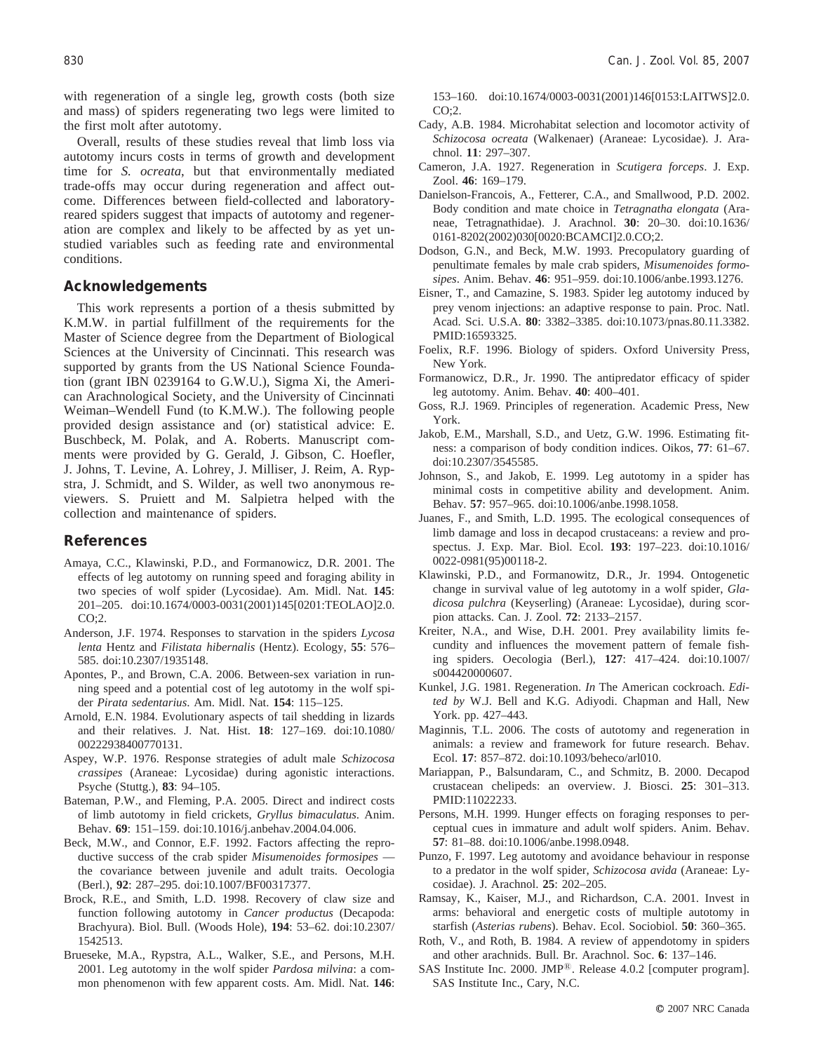with regeneration of a single leg, growth costs (both size and mass) of spiders regenerating two legs were limited to the first molt after autotomy.

Overall, results of these studies reveal that limb loss via autotomy incurs costs in terms of growth and development time for *S. ocreata*, but that environmentally mediated trade-offs may occur during regeneration and affect outcome. Differences between field-collected and laboratory-reared spiders suggest that impacts of autotomy and regeneration are complex and likely to be affected by as yet unstudied variables such as feeding rate and environmental conditions.

## Acknowledgements

This work represents a portion of a thesis submitted by K.M.W. in partial fulfillment of the requirements for the Master of Science degree from the Department of Biological Sciences at the University of Cincinnati. This research was supported by grants from the US National Science Foundation (grant IBN 0239164 to G.W.U.), Sigma Xi, the American Arachnological Society, and the University of Cincinnati Weiman–Wendell Fund (to K.M.W.). The following people provided design assistance and (or) statistical advice: E. Buschbeck, M. Polak, and A. Roberts. Manuscript comments were provided by G. Gerald, J. Gibson, C. Hoefler, J. Johns, T. Levine, A. Lohrey, J. Milliser, J. Reim, A. Rypstra, J. Schmidt, and S. Wilder, as well two anonymous reviewers. S. Pruiett and M. Salpietra helped with the collection and maintenance of spiders.

## References

- Amaya, C.C., Klawinski, P.D., and Formanowicz, D.R. 2001. The effects of leg autotomy on running speed and foraging ability in two species of wolf spider (Lycosidae). Am. Midl. Nat. **145**: 201–205. doi:10.1674/0003-0031(2001)145[0201:TEOLAO]2.0.CO;2.
- Anderson, J.F. 1974. Responses to starvation in the spiders *Lycosa lenta* Hentz and *Filistata hibernalis* (Hentz). Ecology, **55**: 576–585. doi:10.2307/1935148.
- Apontes, P., and Brown, C.A. 2006. Between-sex variation in running speed and a potential cost of leg autotomy in the wolf spider *Pirata sedentarius*. Am. Midl. Nat. **154**: 115–125.
- Arnold, E.N. 1984. Evolutionary aspects of tail shedding in lizards and their relatives. J. Nat. Hist. **18**: 127–169. doi:10.1080/00222938400770131.
- Aspey, W.P. 1976. Response strategies of adult male *Schizocosa crassipes* (Araneae: Lycosidae) during agonistic interactions. Psyche (Stuttg.), **83**: 94–105.
- Bateman, P.W., and Fleming, P.A. 2005. Direct and indirect costs of limb autotomy in field crickets, *Gryllus bimaculatus*. Anim. Behav. **69**: 151–159. doi:10.1016/j.anbehav.2004.04.006.
- Beck, M.W., and Connor, E.F. 1992. Factors affecting the reproductive success of the crab spider *Misumenoides formosipes* — the covariance between juvenile and adult traits. Oecologia (Berl.), **92**: 287–295. doi:10.1007/BF00317377.
- Brock, R.E., and Smith, L.D. 1998. Recovery of claw size and function following autotomy in *Cancer productus* (Decapoda: Brachyura). Biol. Bull. (Woods Hole), **194**: 53–62. doi:10.2307/1542513.
- Brueseke, M.A., Rypstra, A.L., Walker, S.E., and Persons, M.H. 2001. Leg autotomy in the wolf spider *Pardosa milvina*: a common phenomenon with few apparent costs. Am. Midl. Nat. **146**: 153–160. doi:10.1674/0003-0031(2001)146[0153:LAITWS]2.0.CO;2.
- Cady, A.B. 1984. Microhabitat selection and locomotor activity of *Schizocosa ocreata* (Walkenaer) (Araneae: Lycosidae). J. Arachnol. **11**: 297–307.
- Cameron, J.A. 1927. Regeneration in *Scutigera forceps*. J. Exp. Zool. **46**: 169–179.
- Danielson-Francois, A., Fetterer, C.A., and Smallwood, P.D. 2002. Body condition and mate choice in *Tetragnatha elongata* (Araneae, Tetragnathidae). J. Arachnol. **30**: 20–30. doi:10.1636/0161-8202(2002)030[0020:BCAMCI]2.0.CO;2.
- Dodson, G.N., and Beck, M.W. 1993. Precopulatory guarding of penultimate females by male crab spiders, *Misumenoides formosipes*. Anim. Behav. **46**: 951–959. doi:10.1006/anbe.1993.1276.
- Eisner, T., and Camazine, S. 1983. Spider leg autotomy induced by prey venom injections: an adaptive response to pain. Proc. Natl. Acad. Sci. U.S.A. **80**: 3382–3385. doi:10.1073/pnas.80.11.3382. PMID:16593325.
- Foelix, R.F. 1996. Biology of spiders. Oxford University Press, New York.
- Formanowicz, D.R., Jr. 1990. The antipredator efficacy of spider leg autotomy. Anim. Behav. **40**: 400–401.
- Goss, R.J. 1969. Principles of regeneration. Academic Press, New York.
- Jakob, E.M., Marshall, S.D., and Uetz, G.W. 1996. Estimating fitness: a comparison of body condition indices. Oikos, **77**: 61–67. doi:10.2307/3545585.
- Johnson, S., and Jakob, E. 1999. Leg autotomy in a spider has minimal costs in competitive ability and development. Anim. Behav. **57**: 957–965. doi:10.1006/anbe.1998.1058.
- Juanes, F., and Smith, L.D. 1995. The ecological consequences of limb damage and loss in decapod crustaceans: a review and prospectus. J. Exp. Mar. Biol. Ecol. **193**: 197–223. doi:10.1016/0022-0981(95)00118-2.
- Klawinski, P.D., and Formanowitz, D.R., Jr. 1994. Ontogenetic change in survival value of leg autotomy in a wolf spider, *Gladicosa pulchra* (Keyserling) (Araneae: Lycosidae), during scorpion attacks. Can. J. Zool. **72**: 2133–2157.
- Kreiter, N.A., and Wise, D.H. 2001. Prey availability limits fecundity and influences the movement pattern of female fishing spiders. Oecologia (Berl.), **127**: 417–424. doi:10.1007/s004420000607.
- Kunkel, J.G. 1981. Regeneration. *In* The American cockroach. *Edited by* W.J. Bell and K.G. Adiyodi. Chapman and Hall, New York. pp. 427–443.
- Maginnis, T.L. 2006. The costs of autotomy and regeneration in animals: a review and framework for future research. Behav. Ecol. **17**: 857–872. doi:10.1093/beheco/arl010.
- Mariappan, P., Balsundaram, C., and Schmitz, B. 2000. Decapod crustacean chelipeds: an overview. J. Biosci. **25**: 301–313. PMID:11022233.
- Persons, M.H. 1999. Hunger effects on foraging responses to perceptual cues in immature and adult wolf spiders. Anim. Behav. **57**: 81–88. doi:10.1006/anbe.1998.0948.
- Punzo, F. 1997. Leg autotomy and avoidance behaviour in response to a predator in the wolf spider, *Schizocosa avida* (Araneae: Lycosidae). J. Arachnol. **25**: 202–205.
- Ramsay, K., Kaiser, M.J., and Richardson, C.A. 2001. Invest in arms: behavioral and energetic costs of multiple autotomy in starfish (*Asterias rubens*). Behav. Ecol. Sociobiol. **50**: 360–365.
- Roth, V., and Roth, B. 1984. A review of appendotomy in spiders and other arachnids. Bull. Br. Arachnol. Soc. **6**: 137–146.
- SAS Institute Inc. 2000. JMP®. Release 4.0.2 [computer program]. SAS Institute Inc., Cary, N.C.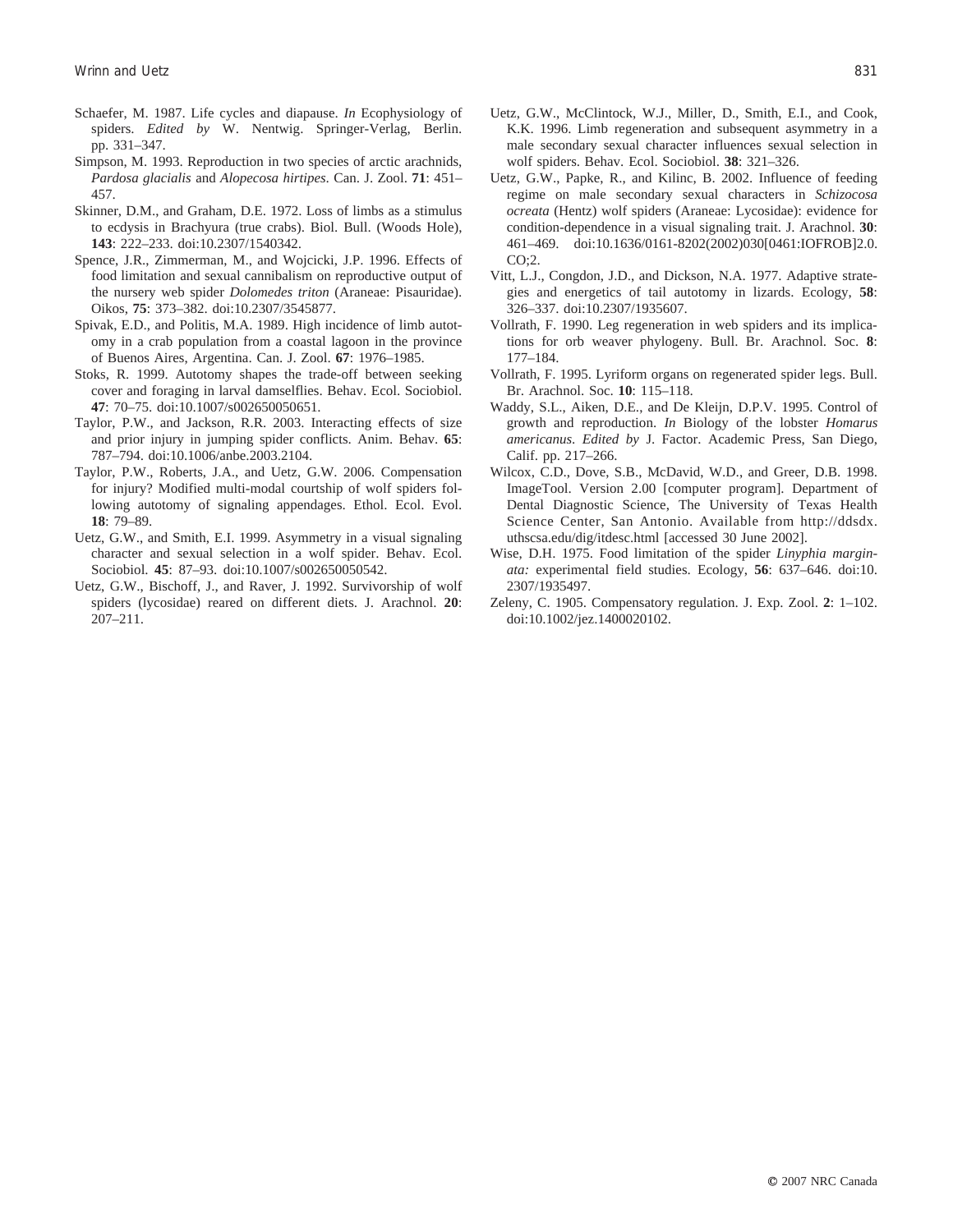Schaefer, M. 1987. Life cycles and diapause. *In* Ecophysiology of spiders. *Edited by* W. Nentwig. Springer-Verlag, Berlin. pp. 331–347.

Simpson, M. 1993. Reproduction in two species of arctic arachnids, *Pardosa glacialis* and *Alopecosa hirtipes*. Can. J. Zool. **71**: 451–457.

Skinner, D.M., and Graham, D.E. 1972. Loss of limbs as a stimulus to ecdysis in Brachyura (true crabs). Biol. Bull. (Woods Hole), **143**: 222–233. doi:10.2307/1540342.

Spence, J.R., Zimmerman, M., and Wojcicki, J.P. 1996. Effects of food limitation and sexual cannibalism on reproductive output of the nursery web spider *Dolomedes triton* (Araneae: Pisauridae). Oikos, **75**: 373–382. doi:10.2307/3545877.

Spivak, E.D., and Politis, M.A. 1989. High incidence of limb autotomy in a crab population from a coastal lagoon in the province of Buenos Aires, Argentina. Can. J. Zool. **67**: 1976–1985.

Stoks, R. 1999. Autotomy shapes the trade-off between seeking cover and foraging in larval damselflies. Behav. Ecol. Sociobiol. **47**: 70–75. doi:10.1007/s002650050651.

Taylor, P.W., and Jackson, R.R. 2003. Interacting effects of size and prior injury in jumping spider conflicts. Anim. Behav. **65**: 787–794. doi:10.1006/anbe.2003.2104.

Taylor, P.W., Roberts, J.A., and Uetz, G.W. 2006. Compensation for injury? Modified multi-modal courtship of wolf spiders following autotomy of signaling appendages. Ethol. Ecol. Evol. **18**: 79–89.

Uetz, G.W., and Smith, E.I. 1999. Asymmetry in a visual signaling character and sexual selection in a wolf spider. Behav. Ecol. Sociobiol. **45**: 87–93. doi:10.1007/s002650050542.

Uetz, G.W., Bischoff, J., and Raver, J. 1992. Survivorship of wolf spiders (lycosidae) reared on different diets. J. Arachnol. **20**: 207–211.

Uetz, G.W., McClintock, W.J., Miller, D., Smith, E.I., and Cook, K.K. 1996. Limb regeneration and subsequent asymmetry in a male secondary sexual character influences sexual selection in wolf spiders. Behav. Ecol. Sociobiol. **38**: 321–326.

Uetz, G.W., Papke, R., and Kilinc, B. 2002. Influence of feeding regime on male secondary sexual characters in *Schizocosa ocreata* (Hentz) wolf spiders (Araneae: Lycosidae): evidence for condition-dependence in a visual signaling trait. J. Arachnol. **30**: 461–469. doi:10.1636/0161-8202(2002)030[0461:IOFROB]2.0.CO;2.

Vitt, L.J., Congdon, J.D., and Dickson, N.A. 1977. Adaptive strategies and energetics of tail autotomy in lizards. Ecology, **58**: 326–337. doi:10.2307/1935607.

Vollrath, F. 1990. Leg regeneration in web spiders and its implications for orb weaver phylogeny. Bull. Br. Arachnol. Soc. **8**: 177–184.

Vollrath, F. 1995. Lyriform organs on regenerated spider legs. Bull. Br. Arachnol. Soc. **10**: 115–118.

Waddy, S.L., Aiken, D.E., and De Kleijn, D.P.V. 1995. Control of growth and reproduction. *In* Biology of the lobster *Homarus americanus*. *Edited by* J. Factor. Academic Press, San Diego, Calif. pp. 217–266.

Wilcox, C.D., Dove, S.B., McDavid, W.D., and Greer, D.B. 1998. ImageTool. Version 2.00 [computer program]. Department of Dental Diagnostic Science, The University of Texas Health Science Center, San Antonio. Available from http://ddsdx.uthscsa.edu/dig/itdesc.html [accessed 30 June 2002].

Wise, D.H. 1975. Food limitation of the spider *Linyphia marginata:* experimental field studies. Ecology, **56**: 637–646. doi:10.2307/1935497.

Zeleny, C. 1905. Compensatory regulation. J. Exp. Zool. **2**: 1–102. doi:10.1002/jez.1400020102.